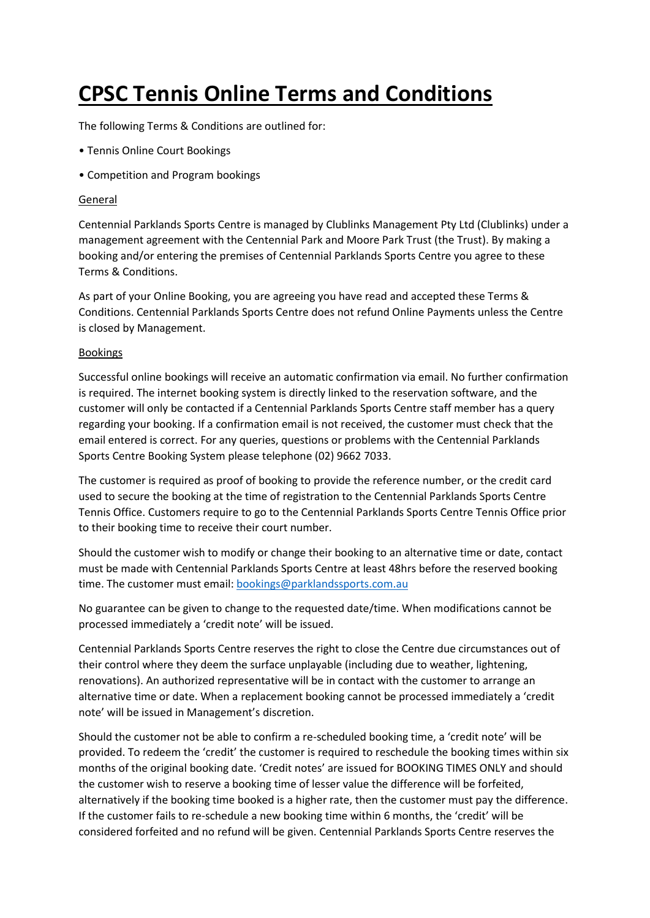# CPSC Tennis Online Terms and Conditions

The following Terms & Conditions are outlined for:

- Tennis Online Court Bookings
- Competition and Program bookings

General

Centennial Parklands Sports Centre is managed by Clublinks Management Pty Ltd (Clublinks) under a management agreement with the Centennial Park and Moore Park Trust (the Trust). By making a booking and/or entering the premises of Centennial Parklands Sports Centre you agree to these Terms & Conditions.

As part of your Online Booking, you are agreeing you have read and accepted these Terms & Conditions. Centennial Parklands Sports Centre does not refund Online Payments unless the Centre is closed by Management.

Bookings

Successful online bookings will receive an automatic confirmation via email. No further confirmation is required. The internet booking system is directly linked to the reservation software, and the customer will only be contacted if a Centennial Parklands Sports Centre staff member has a query regarding your booking. If a confirmation email is not received, the customer must check that the email entered is correct. For any queries, questions or problems with the Centennial Parklands Sports Centre Booking System please telephone (02) 9662 7033.

The customer is required as proof of booking to provide the reference number, or the credit card used to secure the booking at the time of registration to the Centennial Parklands Sports Centre Tennis Office. Customers require to go to the Centennial Parklands Sports Centre Tennis Office prior to their booking time to receive their court number.

Should the customer wish to modify or change their booking to an alternative time or date, contact must be made with Centennial Parklands Sports Centre at least 48hrs before the reserved booking time. The customer must email: bookings@parklandssports.com.au

No guarantee can be given to change to the requested date/time. When modifications cannot be processed immediately a 'credit note' will be issued.

Centennial Parklands Sports Centre reserves the right to close the Centre due circumstances out of their control where they deem the surface unplayable (including due to weather, lightening, renovations). An authorized representative will be in contact with the customer to arrange an alternative time or date. When a replacement booking cannot be processed immediately a 'credit note' will be issued in Management's discretion.

Should the customer not be able to confirm a re-scheduled booking time, a 'credit note' will be provided. To redeem the 'credit' the customer is required to reschedule the booking times within six months of the original booking date. 'Credit notes' are issued for BOOKING TIMES ONLY and should the customer wish to reserve a booking time of lesser value the difference will be forfeited, alternatively if the booking time booked is a higher rate, then the customer must pay the difference. If the customer fails to re-schedule a new booking time within 6 months, the 'credit' will be considered forfeited and no refund will be given. Centennial Parklands Sports Centre reserves the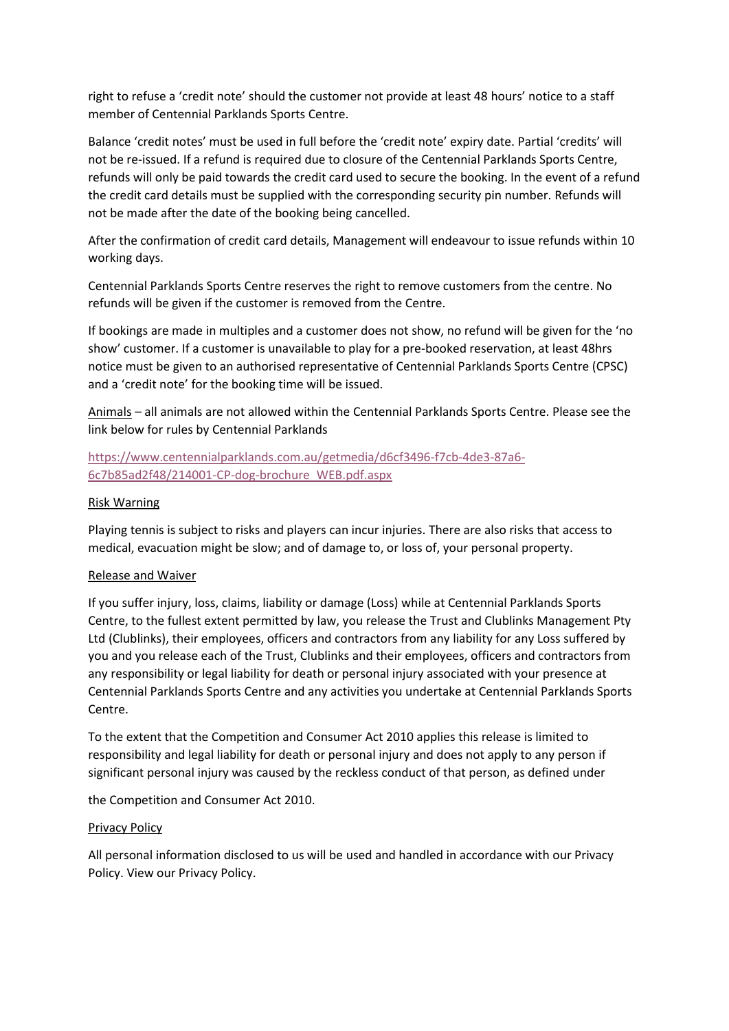right to refuse a 'credit note' should the customer not provide at least 48 hours' notice to a staff member of Centennial Parklands Sports Centre.

Balance 'credit notes' must be used in full before the 'credit note' expiry date. Partial 'credits' will not be re-issued. If a refund is required due to closure of the Centennial Parklands Sports Centre, refunds will only be paid towards the credit card used to secure the booking. In the event of a refund the credit card details must be supplied with the corresponding security pin number. Refunds will not be made after the date of the booking being cancelled.

After the confirmation of credit card details, Management will endeavour to issue refunds within 10 working days.

Centennial Parklands Sports Centre reserves the right to remove customers from the centre. No refunds will be given if the customer is removed from the Centre.

If bookings are made in multiples and a customer does not show, no refund will be given for the 'no show' customer. If a customer is unavailable to play for a pre-booked reservation, at least 48hrs notice must be given to an authorised representative of Centennial Parklands Sports Centre (CPSC) and a 'credit note' for the booking time will be issued.

Animals – all animals are not allowed within the Centennial Parklands Sports Centre. Please see the link below for rules by Centennial Parklands

[https://www.centennialparklands.com.au/getmedia/d6cf3496-f7cb-4de3-87a6-6c7b85ad2f48/214001-CP-dog-brochure_WEB.pdf.aspx](https://www.centennialparklands.com.au/getmedia/d6cf3496-f7cb-4de3-87a6-6c7b85ad2f48/214001-CP-dog-brochure_WEB.pdf.aspx)

Risk Warning

Playing tennis is subject to risks and players can incur injuries. There are also risks that access to medical, evacuation might be slow; and of damage to, or loss of, your personal property.

Release and Waiver

If you suffer injury, loss, claims, liability or damage (Loss) while at Centennial Parklands Sports Centre, to the fullest extent permitted by law, you release the Trust and Clublinks Management Pty Ltd (Clublinks), their employees, officers and contractors from any liability for any Loss suffered by you and you release each of the Trust, Clublinks and their employees, officers and contractors from any responsibility or legal liability for death or personal injury associated with your presence at Centennial Parklands Sports Centre and any activities you undertake at Centennial Parklands Sports Centre.

To the extent that the Competition and Consumer Act 2010 applies this release is limited to responsibility and legal liability for death or personal injury and does not apply to any person if significant personal injury was caused by the reckless conduct of that person, as defined under the Competition and Consumer Act 2010.

Privacy Policy

All personal information disclosed to us will be used and handled in accordance with our Privacy Policy. View our Privacy Policy.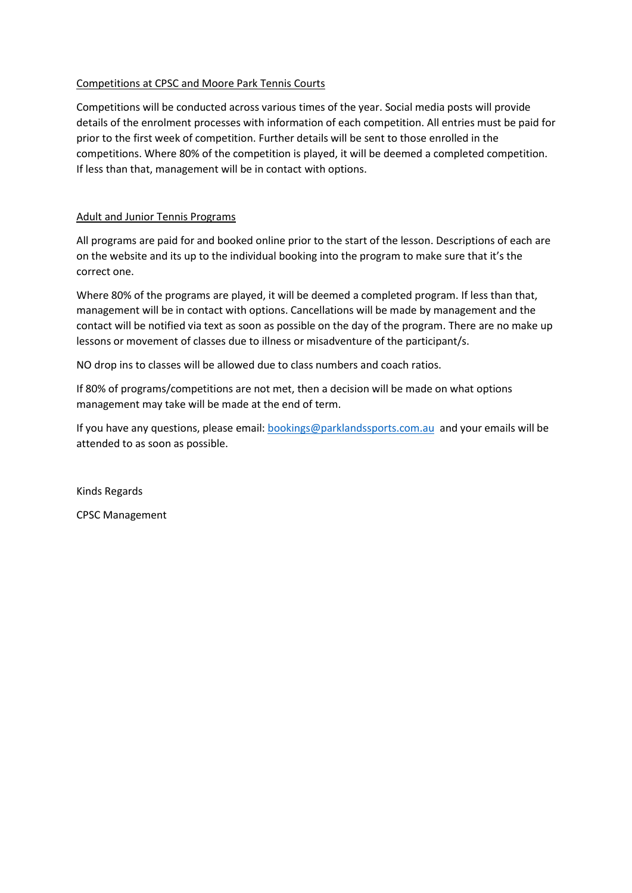<u>Competitions at CPSC and Moore Park Tennis Courts</u>

Competitions will be conducted across various times of the year. Social media posts will provide details of the enrolment processes with information of each competition. All entries must be paid for prior to the first week of competition. Further details will be sent to those enrolled in the competitions. Where 80% of the competition is played, it will be deemed a completed competition. If less than that, management will be in contact with options.

<u>Adult and Junior Tennis Programs</u>

All programs are paid for and booked online prior to the start of the lesson. Descriptions of each are on the website and its up to the individual booking into the program to make sure that it's the correct one.

Where 80% of the programs are played, it will be deemed a completed program. If less than that, management will be in contact with options. Cancellations will be made by management and the contact will be notified via text as soon as possible on the day of the program. There are no make up lessons or movement of classes due to illness or misadventure of the participant/s.

NO drop ins to classes will be allowed due to class numbers and coach ratios.

If 80% of programs/competitions are not met, then a decision will be made on what options management may take will be made at the end of term.

If you have any questions, please email: bookings@parklandssports.com.au and your emails will be attended to as soon as possible.

Kinds Regards

CPSC Management